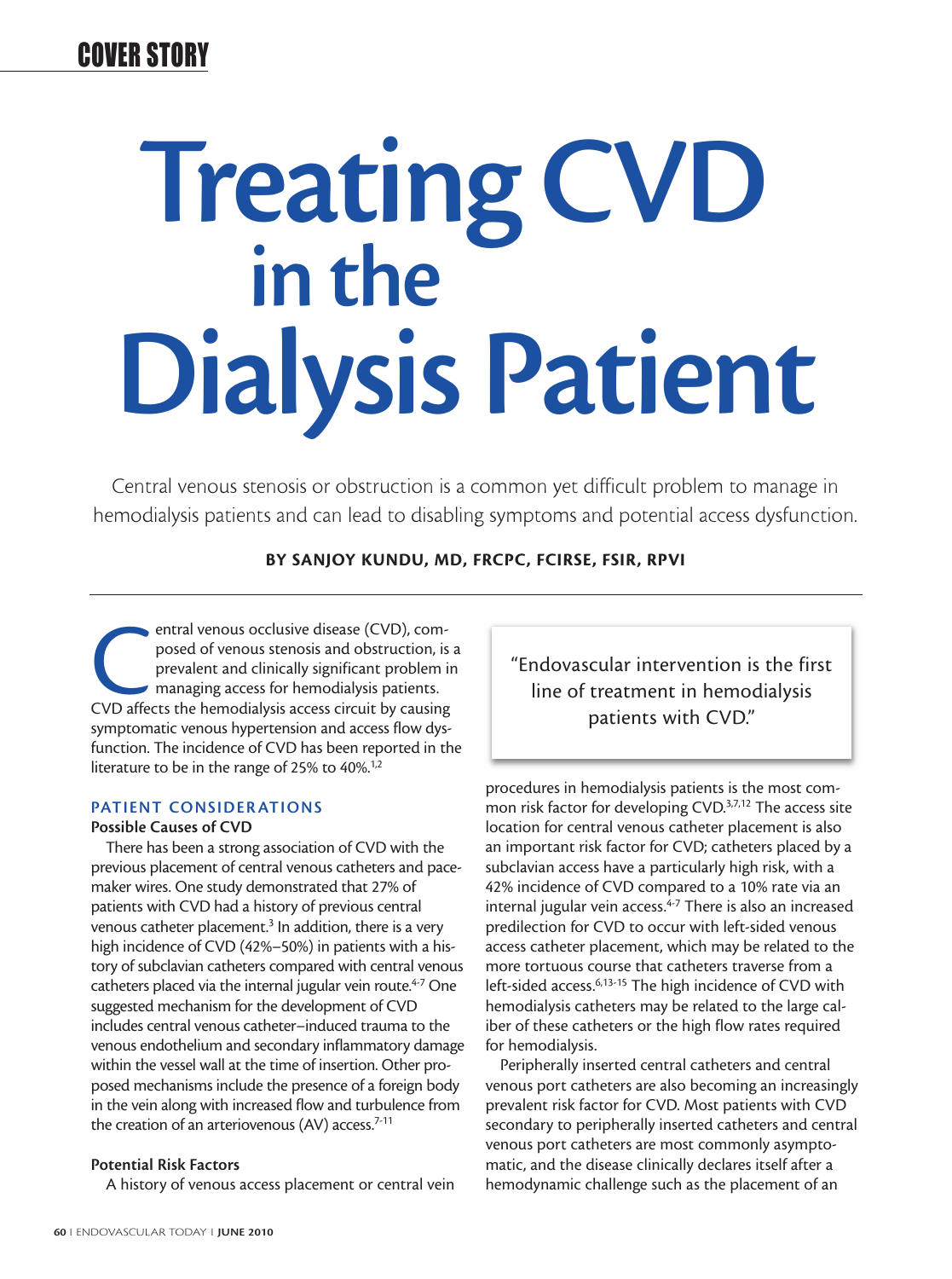# Treating CVD in the Dialysis Patient

Central venous stenosis or obstruction is a common yet difficult problem to manage in hemodialysis patients and can lead to disabling symptoms and potential access dysfunction.

**BY SANJOY KUNDU, MD, FRCPC, FCIRSE, FSIR, RPVI**

Central venous occlusive disease (CVD), composed of venous stenosis and obstruction, is a prevalent and clinically significant problem in managing access for hemodialysis patients. CVD affects the hemodialysis access circuit by causing symptomatic venous hypertension and access flow dysfunction. The incidence of CVD has been reported in the literature to be in the range of 25% to 40%.[1,2]

## PATIENT CONSIDERATIONS

### Possible Causes of CVD

There has been a strong association of CVD with the previous placement of central venous catheters and pacemaker wires. One study demonstrated that 27% of patients with CVD had a history of previous central venous catheter placement.[3] In addition, there is a very high incidence of CVD (42%–50%) in patients with a history of subclavian catheters compared with central venous catheters placed via the internal jugular vein route.[4-7] One suggested mechanism for the development of CVD includes central venous catheter–induced trauma to the venous endothelium and secondary inflammatory damage within the vessel wall at the time of insertion. Other proposed mechanisms include the presence of a foreign body in the vein along with increased flow and turbulence from the creation of an arteriovenous (AV) access.[7-11]

### Potential Risk Factors

A history of venous access placement or central vein procedures in hemodialysis patients is the most common risk factor for developing CVD.[3,7,12] The access site location for central venous catheter placement is also an important risk factor for CVD; catheters placed by a subclavian access have a particularly high risk, with a 42% incidence of CVD compared to a 10% rate via an internal jugular vein access.[4-7] There is also an increased predilection for CVD to occur with left-sided venous access catheter placement, which may be related to the more tortuous course that catheters traverse from a left-sided access.[6,13-15] The high incidence of CVD with hemodialysis catheters may be related to the large caliber of these catheters or the high flow rates required for hemodialysis.

> "Endovascular intervention is the first line of treatment in hemodialysis patients with CVD."

Peripherally inserted central catheters and central venous port catheters are also becoming an increasingly prevalent risk factor for CVD. Most patients with CVD secondary to peripherally inserted catheters and central venous port catheters are most commonly asymptomatic, and the disease clinically declares itself after a hemodynamic challenge such as the placement of an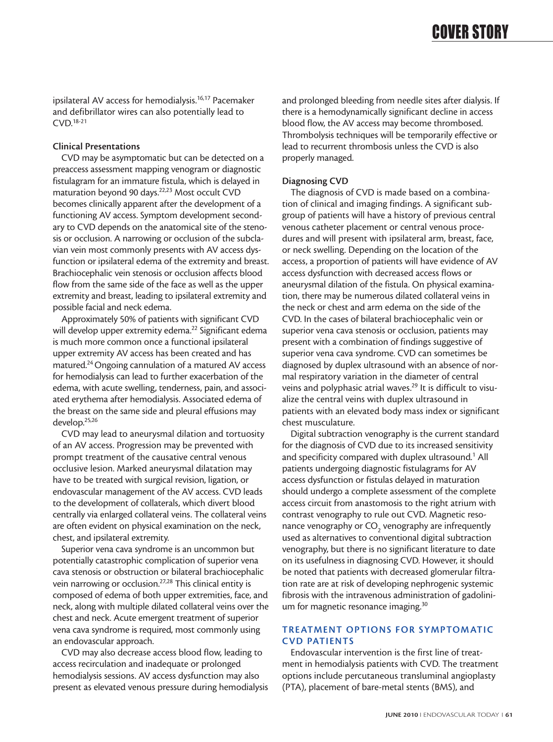ipsilateral AV access for hemodialysis.[16,17] Pacemaker and defibrillator wires can also potentially lead to CVD.[18-21]

### Clinical Presentations

CVD may be asymptomatic but can be detected on a preaccess assessment mapping venogram or diagnostic fistulagram for an immature fistula, which is delayed in maturation beyond 90 days.[22,23] Most occult CVD becomes clinically apparent after the development of a functioning AV access. Symptom development secondary to CVD depends on the anatomical site of the stenosis or occlusion. A narrowing or occlusion of the subclavian vein most commonly presents with AV access dysfunction or ipsilateral edema of the extremity and breast. Brachiocephalic vein stenosis or occlusion affects blood flow from the same side of the face as well as the upper extremity and breast, leading to ipsilateral extremity and possible facial and neck edema.

Approximately 50% of patients with significant CVD will develop upper extremity edema.[22] Significant edema is much more common once a functional ipsilateral upper extremity AV access has been created and has matured.[24] Ongoing cannulation of a matured AV access for hemodialysis can lead to further exacerbation of the edema, with acute swelling, tenderness, pain, and associated erythema after hemodialysis. Associated edema of the breast on the same side and pleural effusions may develop.[25,26]

CVD may lead to aneurysmal dilation and tortuosity of an AV access. Progression may be prevented with prompt treatment of the causative central venous occlusive lesion. Marked aneurysmal dilatation may have to be treated with surgical revision, ligation, or endovascular management of the AV access. CVD leads to the development of collaterals, which divert blood centrally via enlarged collateral veins. The collateral veins are often evident on physical examination on the neck, chest, and ipsilateral extremity.

Superior vena cava syndrome is an uncommon but potentially catastrophic complication of superior vena cava stenosis or obstruction or bilateral brachiocephalic vein narrowing or occlusion.[27,28] This clinical entity is composed of edema of both upper extremities, face, and neck, along with multiple dilated collateral veins over the chest and neck. Acute emergent treatment of superior vena cava syndrome is required, most commonly using an endovascular approach.

CVD may also decrease access blood flow, leading to access recirculation and inadequate or prolonged hemodialysis sessions. AV access dysfunction may also present as elevated venous pressure during hemodialysis and prolonged bleeding from needle sites after dialysis. If there is a hemodynamically significant decline in access blood flow, the AV access may become thrombosed. Thrombolysis techniques will be temporarily effective or lead to recurrent thrombosis unless the CVD is also properly managed.

### Diagnosing CVD

The diagnosis of CVD is made based on a combination of clinical and imaging findings. A significant subgroup of patients will have a history of previous central venous catheter placement or central venous procedures and will present with ipsilateral arm, breast, face, or neck swelling. Depending on the location of the access, a proportion of patients will have evidence of AV access dysfunction with decreased access flows or aneurysmal dilation of the fistula. On physical examination, there may be numerous dilated collateral veins in the neck or chest and arm edema on the side of the CVD. In the cases of bilateral brachiocephalic vein or superior vena cava stenosis or occlusion, patients may present with a combination of findings suggestive of superior vena cava syndrome. CVD can sometimes be diagnosed by duplex ultrasound with an absence of normal respiratory variation in the diameter of central veins and polyphasic atrial waves.[29] It is difficult to visualize the central veins with duplex ultrasound in patients with an elevated body mass index or significant chest musculature.

Digital subtraction venography is the current standard for the diagnosis of CVD due to its increased sensitivity and specificity compared with duplex ultrasound.[1] All patients undergoing diagnostic fistulagrams for AV access dysfunction or fistulas delayed in maturation should undergo a complete assessment of the complete access circuit from anastomosis to the right atrium with contrast venography to rule out CVD. Magnetic resonance venography or $CO_2$ venography are infrequently used as alternatives to conventional digital subtraction venography, but there is no significant literature to date on its usefulness in diagnosing CVD. However, it should be noted that patients with decreased glomerular filtration rate are at risk of developing nephrogenic systemic fibrosis with the intravenous administration of gadolinium for magnetic resonance imaging.[30]

## TREATMENT OPTIONS FOR SYMPTOMATIC CVD PATIENTS

Endovascular intervention is the first line of treatment in hemodialysis patients with CVD. The treatment options include percutaneous transluminal angioplasty (PTA), placement of bare-metal stents (BMS), and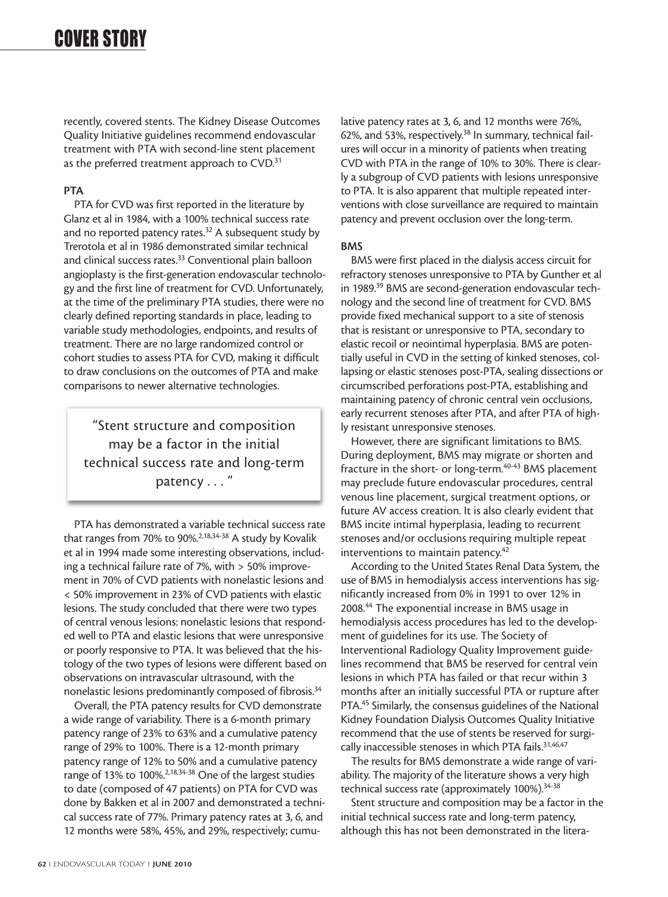recently, covered stents. The Kidney Disease Outcomes Quality Initiative guidelines recommend endovascular treatment with PTA with second-line stent placement as the preferred treatment approach to CVD.[31]

### PTA

PTA for CVD was first reported in the literature by Glanz et al in 1984, with a 100% technical success rate and no reported patency rates.[32] A subsequent study by Trerotola et al in 1986 demonstrated similar technical and clinical success rates.[33] Conventional plain balloon angioplasty is the first-generation endovascular technology and the first line of treatment for CVD. Unfortunately, at the time of the preliminary PTA studies, there were no clearly defined reporting standards in place, leading to variable study methodologies, endpoints, and results of treatment. There are no large randomized control or cohort studies to assess PTA for CVD, making it difficult to draw conclusions on the outcomes of PTA and make comparisons to newer alternative technologies.

> "Stent structure and composition may be a factor in the initial technical success rate and long-term patency . . . "

PTA has demonstrated a variable technical success rate that ranges from 70% to 90%.[2,18,34-38] A study by Kovalik et al in 1994 made some interesting observations, including a technical failure rate of 7%, with > 50% improvement in 70% of CVD patients with nonelastic lesions and < 50% improvement in 23% of CVD patients with elastic lesions. The study concluded that there were two types of central venous lesions: nonelastic lesions that responded well to PTA and elastic lesions that were unresponsive or poorly responsive to PTA. It was believed that the histology of the two types of lesions were different based on observations on intravascular ultrasound, with the nonelastic lesions predominantly composed of fibrosis.[34]

Overall, the PTA patency results for CVD demonstrate a wide range of variability. There is a 6-month primary patency range of 23% to 63% and a cumulative patency range of 29% to 100%. There is a 12-month primary patency range of 12% to 50% and a cumulative patency range of 13% to 100%.[2,18,34-38] One of the largest studies to date (composed of 47 patients) on PTA for CVD was done by Bakken et al in 2007 and demonstrated a technical success rate of 77%. Primary patency rates at 3, 6, and 12 months were 58%, 45%, and 29%, respectively; cumulative patency rates at 3, 6, and 12 months were 76%, 62%, and 53%, respectively.[38] In summary, technical failures will occur in a minority of patients when treating CVD with PTA in the range of 10% to 30%. There is clearly a subgroup of CVD patients with lesions unresponsive to PTA. It is also apparent that multiple repeated interventions with close surveillance are required to maintain patency and prevent occlusion over the long-term.

### BMS

BMS were first placed in the dialysis access circuit for refractory stenoses unresponsive to PTA by Gunther et al in 1989.[39] BMS are second-generation endovascular technology and the second line of treatment for CVD. BMS provide fixed mechanical support to a site of stenosis that is resistant or unresponsive to PTA, secondary to elastic recoil or neointimal hyperplasia. BMS are potentially useful in CVD in the setting of kinked stenoses, collapsing or elastic stenoses post-PTA, sealing dissections or circumscribed perforations post-PTA, establishing and maintaining patency of chronic central vein occlusions, early recurrent stenoses after PTA, and after PTA of highly resistant unresponsive stenoses.

However, there are significant limitations to BMS. During deployment, BMS may migrate or shorten and fracture in the short- or long-term.[40-43] BMS placement may preclude future endovascular procedures, central venous line placement, surgical treatment options, or future AV access creation. It is also clearly evident that BMS incite intimal hyperplasia, leading to recurrent stenoses and/or occlusions requiring multiple repeat interventions to maintain patency.[42]

According to the United States Renal Data System, the use of BMS in hemodialysis access interventions has significantly increased from 0% in 1991 to over 12% in 2008.[44] The exponential increase in BMS usage in hemodialysis access procedures has led to the development of guidelines for its use. The Society of Interventional Radiology Quality Improvement guidelines recommend that BMS be reserved for central vein lesions in which PTA has failed or that recur within 3 months after an initially successful PTA or rupture after PTA.[45] Similarly, the consensus guidelines of the National Kidney Foundation Dialysis Outcomes Quality Initiative recommend that the use of stents be reserved for surgically inaccessible stenoses in which PTA fails.[31,46,47]

The results for BMS demonstrate a wide range of variability. The majority of the literature shows a very high technical success rate (approximately 100%).[34-38]

Stent structure and composition may be a factor in the initial technical success rate and long-term patency, although this has not been demonstrated in the litera-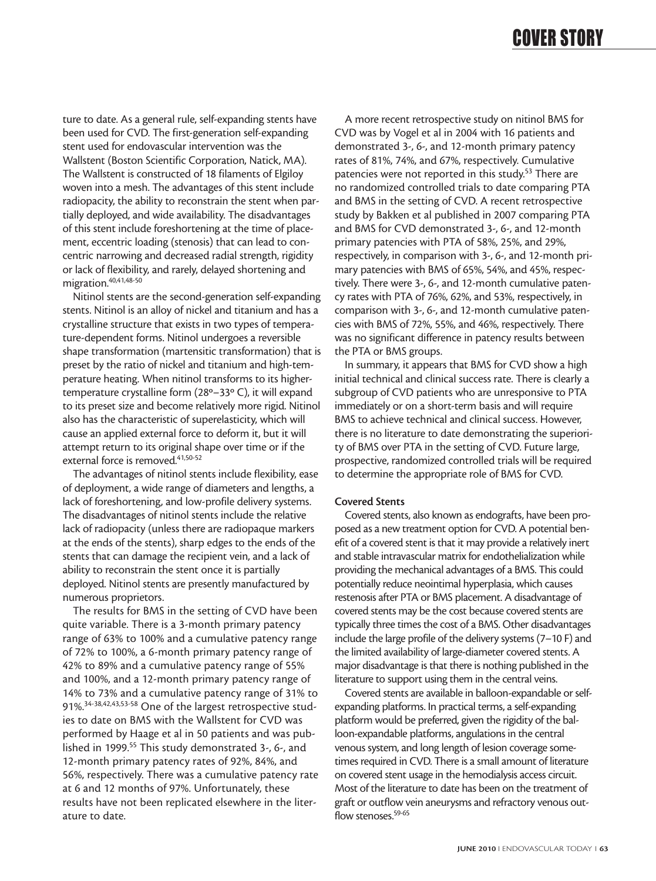ture to date. As a general rule, self-expanding stents have been used for CVD. The first-generation self-expanding stent used for endovascular intervention was the Wallstent (Boston Scientific Corporation, Natick, MA). The Wallstent is constructed of 18 filaments of Elgiloy woven into a mesh. The advantages of this stent include radiopacity, the ability to reconstrain the stent when partially deployed, and wide availability. The disadvantages of this stent include foreshortening at the time of placement, eccentric loading (stenosis) that can lead to concentric narrowing and decreased radial strength, rigidity or lack of flexibility, and rarely, delayed shortening and migration.[40,41,48-50]

Nitinol stents are the second-generation self-expanding stents. Nitinol is an alloy of nickel and titanium and has a crystalline structure that exists in two types of temperature-dependent forms. Nitinol undergoes a reversible shape transformation (martensitic transformation) that is preset by the ratio of nickel and titanium and high-temperature heating. When nitinol transforms to its higher-temperature crystalline form (28º–33º C), it will expand to its preset size and become relatively more rigid. Nitinol also has the characteristic of superelasticity, which will cause an applied external force to deform it, but it will attempt return to its original shape over time or if the external force is removed.[41,50-52]

The advantages of nitinol stents include flexibility, ease of deployment, a wide range of diameters and lengths, a lack of foreshortening, and low-profile delivery systems. The disadvantages of nitinol stents include the relative lack of radiopacity (unless there are radiopaque markers at the ends of the stents), sharp edges to the ends of the stents that can damage the recipient vein, and a lack of ability to reconstrain the stent once it is partially deployed. Nitinol stents are presently manufactured by numerous proprietors.

The results for BMS in the setting of CVD have been quite variable. There is a 3-month primary patency range of 63% to 100% and a cumulative patency range of 72% to 100%, a 6-month primary patency range of 42% to 89% and a cumulative patency range of 55% and 100%, and a 12-month primary patency range of 14% to 73% and a cumulative patency range of 31% to 91%.[34-38,42,43,53-58] One of the largest retrospective studies to date on BMS with the Wallstent for CVD was performed by Haage et al in 50 patients and was published in 1999.[55] This study demonstrated 3-, 6-, and 12-month primary patency rates of 92%, 84%, and 56%, respectively. There was a cumulative patency rate at 6 and 12 months of 97%. Unfortunately, these results have not been replicated elsewhere in the literature to date.

A more recent retrospective study on nitinol BMS for CVD was by Vogel et al in 2004 with 16 patients and demonstrated 3-, 6-, and 12-month primary patency rates of 81%, 74%, and 67%, respectively. Cumulative patencies were not reported in this study.[53] There are no randomized controlled trials to date comparing PTA and BMS in the setting of CVD. A recent retrospective study by Bakken et al published in 2007 comparing PTA and BMS for CVD demonstrated 3-, 6-, and 12-month primary patencies with PTA of 58%, 25%, and 29%, respectively, in comparison with 3-, 6-, and 12-month primary patencies with BMS of 65%, 54%, and 45%, respectively. There were 3-, 6-, and 12-month cumulative patency rates with PTA of 76%, 62%, and 53%, respectively, in comparison with 3-, 6-, and 12-month cumulative patencies with BMS of 72%, 55%, and 46%, respectively. There was no significant difference in patency results between the PTA or BMS groups.

In summary, it appears that BMS for CVD show a high initial technical and clinical success rate. There is clearly a subgroup of CVD patients who are unresponsive to PTA immediately or on a short-term basis and will require BMS to achieve technical and clinical success. However, there is no literature to date demonstrating the superiority of BMS over PTA in the setting of CVD. Future large, prospective, randomized controlled trials will be required to determine the appropriate role of BMS for CVD.

### Covered Stents

Covered stents, also known as endografts, have been proposed as a new treatment option for CVD. A potential benefit of a covered stent is that it may provide a relatively inert and stable intravascular matrix for endothelialization while providing the mechanical advantages of a BMS. This could potentially reduce neointimal hyperplasia, which causes restenosis after PTA or BMS placement. A disadvantage of covered stents may be the cost because covered stents are typically three times the cost of a BMS. Other disadvantages include the large profile of the delivery systems (7–10 F) and the limited availability of large-diameter covered stents. A major disadvantage is that there is nothing published in the literature to support using them in the central veins.

Covered stents are available in balloon-expandable or self-expanding platforms. In practical terms, a self-expanding platform would be preferred, given the rigidity of the balloon-expandable platforms, angulations in the central venous system, and long length of lesion coverage sometimes required in CVD. There is a small amount of literature on covered stent usage in the hemodialysis access circuit. Most of the literature to date has been on the treatment of graft or outflow vein aneurysms and refractory venous outflow stenoses.[59-65]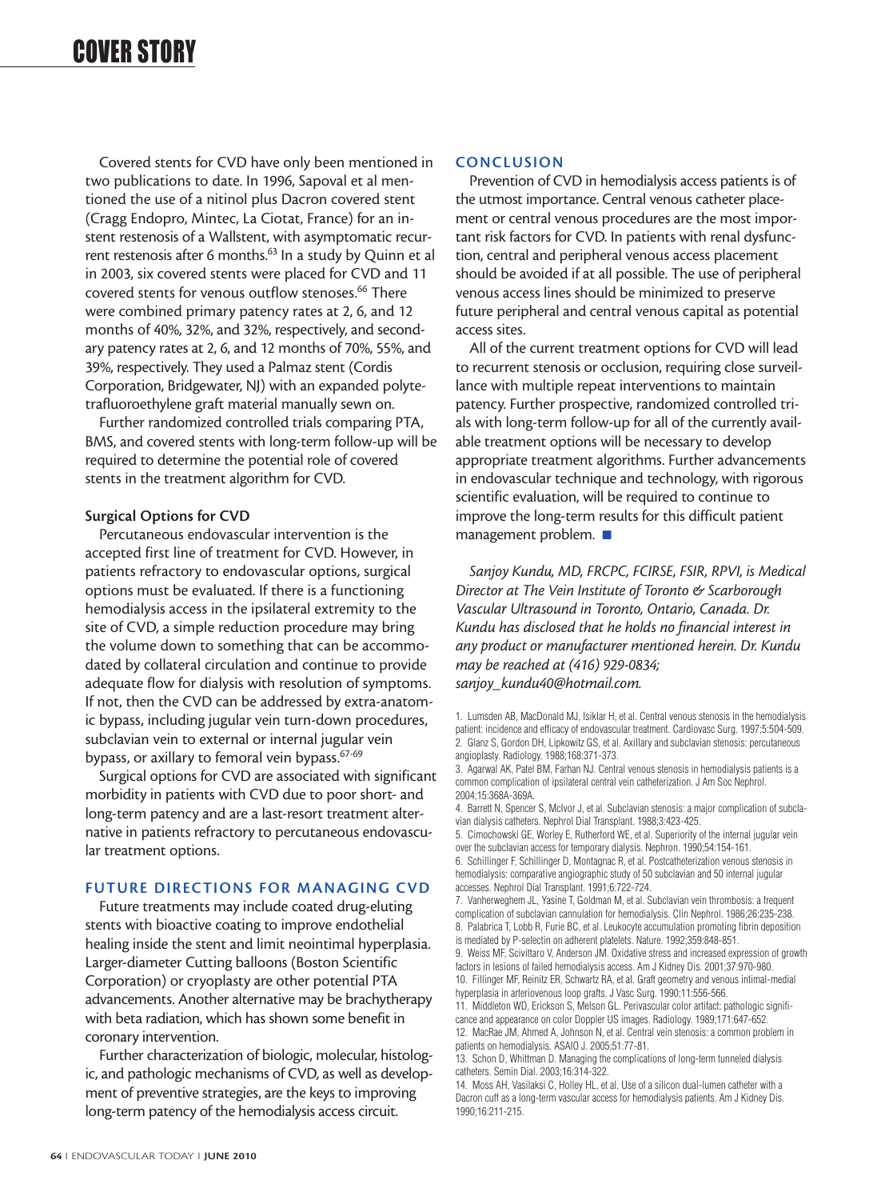Covered stents for CVD have only been mentioned in two publications to date. In 1996, Sapoval et al mentioned the use of a nitinol plus Dacron covered stent (Cragg Endopro, Mintec, La Ciotat, France) for an in-stent restenosis of a Wallstent, with asymptomatic recurrent restenosis after 6 months.[63] In a study by Quinn et al in 2003, six covered stents were placed for CVD and 11 covered stents for venous outflow stenoses.[66] There were combined primary patency rates at 2, 6, and 12 months of 40%, 32%, and 32%, respectively, and secondary patency rates at 2, 6, and 12 months of 70%, 55%, and 39%, respectively. They used a Palmaz stent (Cordis Corporation, Bridgewater, NJ) with an expanded polytetrafluoroethylene graft material manually sewn on.

Further randomized controlled trials comparing PTA, BMS, and covered stents with long-term follow-up will be required to determine the potential role of covered stents in the treatment algorithm for CVD.

### Surgical Options for CVD

Percutaneous endovascular intervention is the accepted first line of treatment for CVD. However, in patients refractory to endovascular options, surgical options must be evaluated. If there is a functioning hemodialysis access in the ipsilateral extremity to the site of CVD, a simple reduction procedure may bring the volume down to something that can be accommodated by collateral circulation and continue to provide adequate flow for dialysis with resolution of symptoms. If not, then the CVD can be addressed by extra-anatomic bypass, including jugular vein turn-down procedures, subclavian vein to external or internal jugular vein bypass, or axillary to femoral vein bypass.[67-69]

Surgical options for CVD are associated with significant morbidity in patients with CVD due to poor short- and long-term patency and are a last-resort treatment alternative in patients refractory to percutaneous endovascular treatment options.

## FUTURE DIRECTIONS FOR MANAGING CVD

Future treatments may include coated drug-eluting stents with bioactive coating to improve endothelial healing inside the stent and limit neointimal hyperplasia. Larger-diameter Cutting balloons (Boston Scientific Corporation) or cryoplasty are other potential PTA advancements. Another alternative may be brachytherapy with beta radiation, which has shown some benefit in coronary intervention.

Further characterization of biologic, molecular, histologic, and pathologic mechanisms of CVD, as well as development of preventive strategies, are the keys to improving long-term patency of the hemodialysis access circuit.

## CONCLUSION

Prevention of CVD in hemodialysis access patients is of the utmost importance. Central venous catheter placement or central venous procedures are the most important risk factors for CVD. In patients with renal dysfunction, central and peripheral venous access placement should be avoided if at all possible. The use of peripheral venous access lines should be minimized to preserve future peripheral and central venous capital as potential access sites.

All of the current treatment options for CVD will lead to recurrent stenosis or occlusion, requiring close surveillance with multiple repeat interventions to maintain patency. Further prospective, randomized controlled trials with long-term follow-up for all of the currently available treatment options will be necessary to develop appropriate treatment algorithms. Further advancements in endovascular technique and technology, with rigorous scientific evaluation, will be required to continue to improve the long-term results for this difficult patient management problem. ■

*Sanjoy Kundu, MD, FRCPC, FCIRSE, FSIR, RPVI, is Medical Director at The Vein Institute of Toronto & Scarborough Vascular Ultrasound in Toronto, Ontario, Canada. Dr. Kundu has disclosed that he holds no financial interest in any product or manufacturer mentioned herein. Dr. Kundu may be reached at (416) 929-0834; sanjoy_kundu40@hotmail.com.*

1. Lumsden AB, MacDonald MJ, Isiklar H, et al. Central venous stenosis in the hemodialysis patient: incidence and efficacy of endovascular treatment. Cardiovasc Surg. 1997;5:504-509.
2. Glanz S, Gordon DH, Lipkowitz GS, et al. Axillary and subclavian stenosis: percutaneous angioplasty. Radiology. 1988;168:371-373.
3. Agarwal AK, Patel BM, Farhan NJ. Central venous stenosis in hemodialysis patients is a common complication of ipsilateral central vein catheterization. J Am Soc Nephrol. 2004;15:368A-369A.
4. Barrett N, Spencer S, McIvor J, et al. Subclavian stenosis: a major complication of subclavian dialysis catheters. Nephrol Dial Transplant. 1988;3:423-425.
5. Cimochowski GE, Worley E, Rutherford WE, et al. Superiority of the internal jugular vein over the subclavian access for temporary dialysis. Nephron. 1990;54:154-161.
6. Schillinger F, Schillinger D, Montagnac R, et al. Postcatheterization venous stenosis in hemodialysis: comparative angiographic study of 50 subclavian and 50 internal jugular accesses. Nephrol Dial Transplant. 1991;6:722-724.
7. Vanherweghem JL, Yasine T, Goldman M, et al. Subclavian vein thrombosis: a frequent complication of subclavian cannulation for hemodialysis. Clin Nephrol. 1986;26:235-238.
8. Palabrica T, Lobb R, Furie BC, et al. Leukocyte accumulation promoting fibrin deposition is mediated by P-selectin on adherent platelets. Nature. 1992;359:848-851.
9. Weiss MF, Scivittaro V, Anderson JM. Oxidative stress and increased expression of growth factors in lesions of failed hemodialysis access. Am J Kidney Dis. 2001;37:970-980.
10. Fillinger MF, Reinitz ER, Schwartz RA, et al. Graft geometry and venous intimal-medial hyperplasia in arteriovenous loop grafts. J Vasc Surg. 1990;11:556-566.
11. Middleton WD, Erickson S, Melson GL. Perivascular color artifact: pathologic significance and appearance on color Doppler US images. Radiology. 1989;171:647-652.
12. MacRae JM, Ahmed A, Johnson N, et al. Central vein stenosis: a common problem in patients on hemodialysis. ASAIO J. 2005;51:77-81.
13. Schon D, Whittman D. Managing the complications of long-term tunneled dialysis catheters. Semin Dial. 2003;16:314-322.
14. Moss AH, Vasilakis C, Holley HL, et al. Use of a silicon dual-lumen catheter with a Dacron cuff as a long-term vascular access for hemodialysis patients. Am J Kidney Dis. 1990;16:211-215.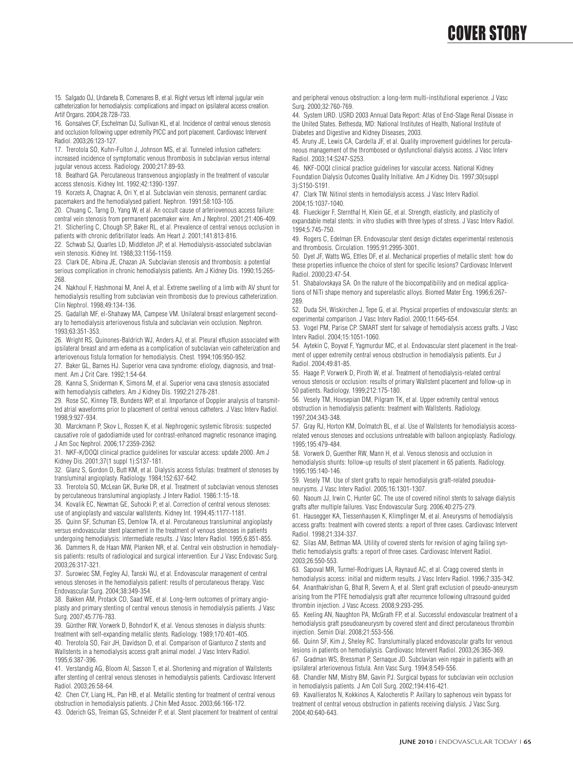15. Salgado OJ, Urdaneta B, Comenares B, et al. Right versus left internal jugular vein catheterization for hemodialysis: complications and impact on ipsilateral access creation. Artif Organs. 2004;28:728-733.

16. Gonsalves CF, Eschelman DJ, Sullivan KL, et al. Incidence of central venous stenosis and occlusion following upper extremity PICC and port placement. Cardiovasc Intervent Radiol. 2003;26:123-127.

17. Trerotola SO, Kuhn-Fulton J, Johnson MS, et al. Tunneled infusion catheters: increased incidence of symptomatic venous thrombosis in subclavian versus internal jugular venous access. Radiology. 2000;217:89-93.

18. Beathard GA. Percutaneous transvenous angioplasty in the treatment of vascular access stenosis. Kidney Int. 1992;42:1390-1397.

19. Korzets A, Chagnac A, Ori Y, et al. Subclavian vein stenosis, permanent cardiac pacemakers and the hemodialysed patient. Nephron. 1991;58:103-105.

20. Chuang C, Tarng D, Yang W, et al. An occult cause of arteriovenous access failure: central vein stenosis from permanent pacemaker wire. Am J Nephrol. 2001;21:406-409.

21. Sticherling C, Chough SP, Baker RL, et al. Prevalence of central venous occlusion in patients with chronic defibrillator leads. Am Heart J. 2001;141:813-816.

22. Schwab SJ, Quarles LD, Middleton JP, et al. Hemodialysis-associated subclavian vein stenosis. Kidney Int. 1988;33:1156-1159.

23. Clark DE, Albina JE, Chazan JA. Subclavian stenosis and thrombosis: a potential serious complication in chronic hemodialysis patients. Am J Kidney Dis. 1990;15:265-268.

24. Nakhoul F, Hashmonai M, Anel A, et al. Extreme swelling of a limb with AV shunt for hemodialysis resulting from subclavian vein thrombosis due to previous catheterization. Clin Nephrol. 1998;49:134-136.

25. Gadallah MF, el-Shahawy MA, Campese VM. Unilateral breast enlargement secondary to hemodialysis arteriovenous fistula and subclavian vein occlusion. Nephron. 1993;63:351-353.

26. Wright RS, Quinones-Baldrich WJ, Anders AJ, et al. Pleural effusion associated with ipsilateral breast and arm edema as a complication of subclavian vein catheterization and arteriovenous fistula formation for hemodialysis. Chest. 1994;106:950-952.

27. Baker GL, Barnes HJ. Superior vena cava syndrome: etiology, diagnosis, and treatment. Am J Crit Care. 1992;1:54-64.

28. Kanna S, Sniderman K, Simons M, et al. Superior vena cava stenosis associated with hemodialysis catheters. Am J Kidney Dis. 1992;21:278-281.

29. Rose SC, Kinney TB, Bundens WP, et al. Importance of Doppler analysis of transmitted atrial waveforms prior to placement of central venous catheters. J Vasc Interv Radiol. 1998;9:927-934.

30. Marckmann P, Skov L, Rossen K, et al. Nephrogenic systemic fibrosis: suspected causative role of gadodiamide used for contrast-enhanced magnetic resonance imaging. J Am Soc Nephrol. 2006;17:2359-2362.

31. NKF-K/DOQI clinical practice guidelines for vascular access: update 2000. Am J Kidney Dis. 2001;37(1 suppl 1):S137-181.

32. Glanz S, Gordon D, Butt KM, et al. Dialysis access fistulas: treatment of stenoses by transluminal angioplasty. Radiology. 1984;152:637-642.

33. Trerotola SO, McLean GK, Burke DR, et al. Treatment of subclavian venous stenoses by percutaneous transluminal angioplasty. J Interv Radiol. 1986:1:15-18.

34. Kovalik EC, Newman GE, Suhocki P, et al. Correction of central venous stenoses: use of angioplasty and vascular wallstents. Kidney Int. 1994;45:1177-1181.

35. Quinn SF, Schuman ES, Demlow TA, et al. Percutaneous transluminal angioplasty versus endovascular stent placement in the treatment of venous stenoses in patients undergoing hemodialysis: intermediate results. J Vasc Interv Radiol. 1995;6:851-855.

36. Dammers R, de Haan MW, Planken NR, et al. Central vein obstruction in hemodialysis patients: results of radiological and surgical intervention. Eur J Vasc Endovasc Surg. 2003;26:317-321.

37. Surowiec SM, Fegley AJ, Tanski WJ, et al. Endovascular management of central venous stenoses in the hemodialysis patient: results of percutaneous therapy. Vasc Endovascular Surg. 2004;38:349-354.

38. Bakken AM, Protack CD, Saad WE, et al. Long-term outcomes of primary angioplasty and primary stenting of central venous stenosis in hemodialysis patients. J Vasc Surg. 2007;45:776-783.

39. Günther RW, Vorwerk D, Bohndorf K, et al. Venous stenoses in dialysis shunts: treatment with self-expanding metallic stents. Radiology. 1989;170:401-405.

40. Trerotola SO, Fair JH, Davidson D, et al. Comparison of Gianturco Z stents and Wallstents in a hemodialysis access graft animal model. J Vasc Interv Radiol. 1995;6:387-396.

41. Verstandig AG, Bloom AI, Sasson T, et al. Shortening and migration of Wallstents after stenting of central venous stenoses in hemodialysis patients. Cardiovasc Intervent Radiol. 2003;26:58-64.

42. Chen CY, Liang HL, Pan HB, et al. Metallic stenting for treatment of central venous obstruction in hemodialysis patients. J Chin Med Assoc. 2003;66:166-172.

43. Oderich GS, Treiman GS, Schneider P, et al. Stent placement for treatment of central and peripheral venous obstruction: a long-term multi-institutional experience. J Vasc Surg. 2000;32:760-769.

44. System URD. USRD 2003 Annual Data Report: Atlas of End-Stage Renal Disease in the United States. Bethesda, MD: National Institutes of Health, National Institute of Diabetes and Digestive and Kidney Diseases, 2003.

45. Aruny JE, Lewis CA, Cardella JF, et al. Quality improvement guidelines for percutaneous management of the thrombosed or dysfunctional dialysis access. J Vasc Interv Radiol. 2003;14:S247-S253.

46. NKF-DOQI clinical practice guidelines for vascular access. National Kidney Foundation Dialysis Outcomes Quality Initiative. Am J Kidney Dis. 1997;30(suppl 3):S150-S191.

47. Clark TW. Nitinol stents in hemodialysis access. J Vasc Interv Radiol. 2004;15:1037-1040.

48. Flueckiger F, Sternthal H, Klein GE, et al. Strength, elasticity, and plasticity of expandable metal stents: in vitro studies with three types of stress. J Vasc Interv Radiol. 1994;5:745-750.

49. Rogers C, Edelman ER. Endovascular stent design dictates experimental restenosis and thrombosis. Circulation. 1995;91:2995-3001.

50. Dyet JF, Watts WG, Ettles DF, et al. Mechanical properties of metallic stent: how do these properties influence the choice of stent for specific lesions? Cardiovasc Intervent Radiol. 2000;23:47-54.

51. Shabalovskaya SA. On the nature of the biocompatibility and on medical applications of NiTi shape memory and superelastic alloys. Biomed Mater Eng. 1996;6:267-289.

52. Duda SH, Wiskirchen J, Tepe G, et al. Physical properties of endovascular stents: an experimental comparison. J Vasc Interv Radiol. 2000;11:645-654.

53. Vogel PM, Parise CP. SMART stent for salvage of hemodialysis access grafts. J Vasc Interv Radiol. 2004;15:1051-1060.

54. Aytekin C, Boyvat F, Yagmurdur MC, et al. Endovascular stent placement in the treatment of upper extremity central venous obstruction in hemodialysis patients. Eur J Radiol. 2004;49:81-85.

55. Haage P, Vorwerk D, Piroth W, et al. Treatment of hemodialysis-related central venous stenosis or occlusion: results of primary Wallstent placement and follow-up in 50 patients. Radiology. 1999;212:175-180.

56. Vesely TM, Hovsepian DM, Pilgram TK, et al. Upper extremity central venous obstruction in hemodialysis patients: treatment with Wallstents. Radiology. 1997;204:343-348.

57. Gray RJ, Horton KM, Dolmatch BL, et al. Use of Wallstents for hemodialysis access-related venous stenoses and occlusions untreatable with balloon angioplasty. Radiology. 1995;195:479-484.

58. Vorwerk D, Guenther RW, Mann H, et al. Venous stenosis and occlusion in hemodialysis shunts: follow-up results of stent placement in 65 patients. Radiology. 1995;195:140-146.

59. Vesely TM. Use of stent grafts to repair hemodialysis graft-related pseudoaneurysms. J Vasc Interv Radiol. 2005;16:1301-1307.

60. Naoum JJ, Irwin C, Hunter GC. The use of covered nitinol stents to salvage dialysis grafts after multiple failures. Vasc Endovascular Surg. 2006;40:275-279.

61. Hausegger KA, Tiessenhausen K, Klimpfinger M, et al. Aneurysms of hemodialysis access grafts: treatment with covered stents: a report of three cases. Cardiovasc Intervent Radiol. 1998;21:334-337.

62. Silas AM, Bettman MA. Utility of covered stents for revision of aging failing synthetic hemodialysis grafts: a report of three cases. Cardiovasc Intervent Radiol. 2003;26:550-553.

63. Sapoval MR, Turmel-Rodrigues LA, Raynaud AC, et al. Cragg covered stents in hemodialysis access: initial and midterm results. J Vasc Interv Radiol. 1996;7:335-342.

64. Ananthakrishan G, Bhat R, Severn A, et al. Stent graft exclusion of pseudo-aneurysm arising from the PTFE hemodialysis graft after recurrence following ultrasound guided thrombin injection. J Vasc Access. 2008;9:293-295.

65. Keeling AN, Naughton PA, McGrath FP, et al. Successful endovascular treatment of a hemodialysis graft pseudoaneurysm by covered stent and direct percutaneous thrombin injection. Semin Dial. 2008;21:553-556.

66. Quinn SF, Kim J, Sheley RC. Transluminally placed endovascular grafts for venous lesions in patients on hemodialysis. Cardiovasc Intervent Radiol. 2003;26:365-369.

67. Gradman WS, Bressman P, Sernaque JD. Subclavian vein repair in patients with an ipsilateral arteriovenous fistula. Ann Vasc Surg. 1994;8:549-556.

68. Chandler NM, Mistry BM, Gavin PJ. Surgical bypass for subclavian vein occlusion in hemodialysis patients. J Am Coll Surg. 2002;194:416-421.

69. Kavallieratos N, Kokkinos A, Kalocheretis P. Axillary to saphenous vein bypass for treatment of central venous obstruction in patients receiving dialysis. J Vasc Surg. 2004;40:640-643.